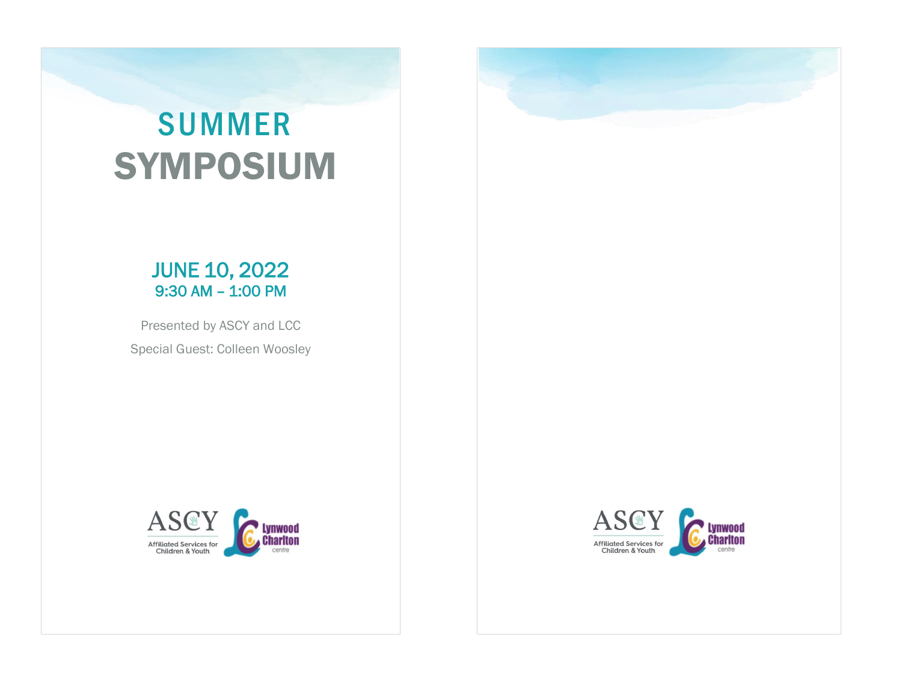# SUMMER SYMPOSIUM

## JUNE 10, 2022
### 9:30 AM – 1:00 PM

Presented by ASCY and LCC

Special Guest: Colleen Woosley

ASCY Affiliated Services for Children & Youth

Lynwood Charlton centre

ASCY Affiliated Services for Children & Youth

Lynwood Charlton centre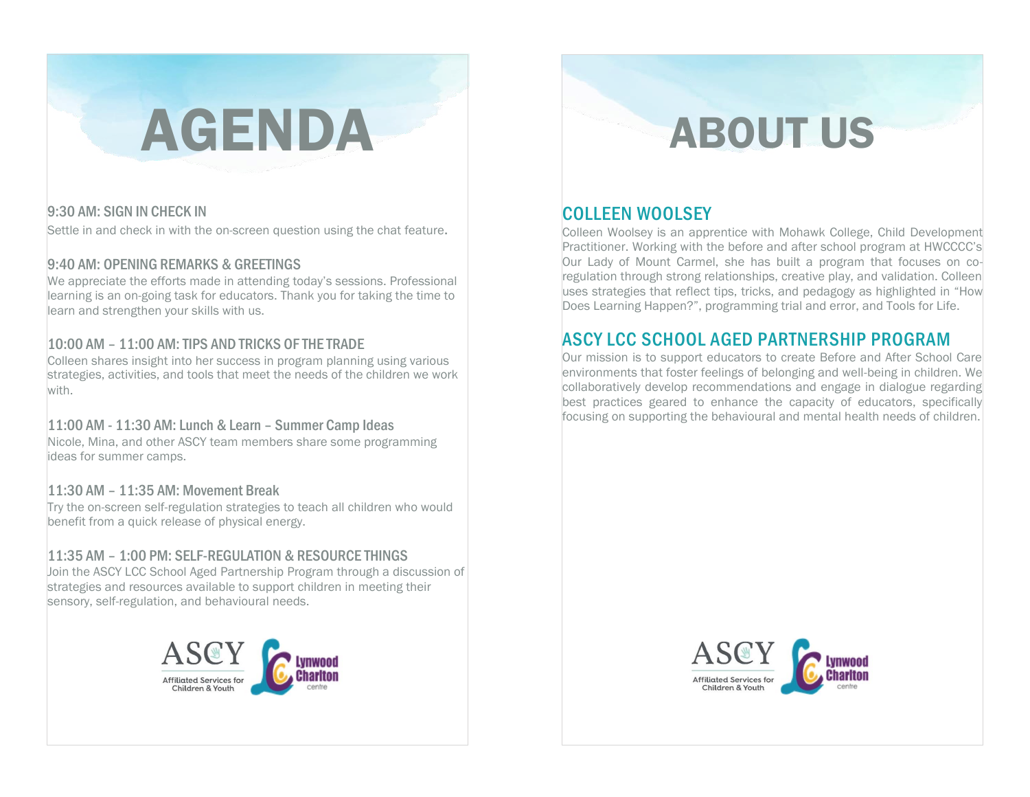# AGENDA

### 9:30 AM: SIGN IN CHECK IN

Settle in and check in with the on-screen question using the chat feature.

### 9:40 AM: OPENING REMARKS & GREETINGS

We appreciate the efforts made in attending today's sessions. Professional learning is an on-going task for educators. Thank you for taking the time to learn and strengthen your skills with us.

### 10:00 AM – 11:00 AM: TIPS AND TRICKS OF THE TRADE

Colleen shares insight into her success in program planning using various strategies, activities, and tools that meet the needs of the children we work with.

### 11:00 AM - 11:30 AM: Lunch & Learn – Summer Camp Ideas

Nicole, Mina, and other ASCY team members share some programming ideas for summer camps.

### 11:30 AM – 11:35 AM: Movement Break

Try the on-screen self-regulation strategies to teach all children who would benefit from a quick release of physical energy.

### 11:35 AM – 1:00 PM: SELF-REGULATION & RESOURCE THINGS

Join the ASCY LCC School Aged Partnership Program through a discussion of strategies and resources available to support children in meeting their sensory, self-regulation, and behavioural needs.

ASCY Affiliated Services for Children & Youth | Lynwood Charlton centre

# ABOUT US

## COLLEEN WOOLSEY

Colleen Woolsey is an apprentice with Mohawk College, Child Development Practitioner. Working with the before and after school program at HWCCCC's Our Lady of Mount Carmel, she has built a program that focuses on co-regulation through strong relationships, creative play, and validation. Colleen uses strategies that reflect tips, tricks, and pedagogy as highlighted in "How Does Learning Happen?", programming trial and error, and Tools for Life.

## ASCY LCC SCHOOL AGED PARTNERSHIP PROGRAM

Our mission is to support educators to create Before and After School Care environments that foster feelings of belonging and well-being in children. We collaboratively develop recommendations and engage in dialogue regarding best practices geared to enhance the capacity of educators, specifically focusing on supporting the behavioural and mental health needs of children.

ASCY Affiliated Services for Children & Youth | Lynwood Charlton centre